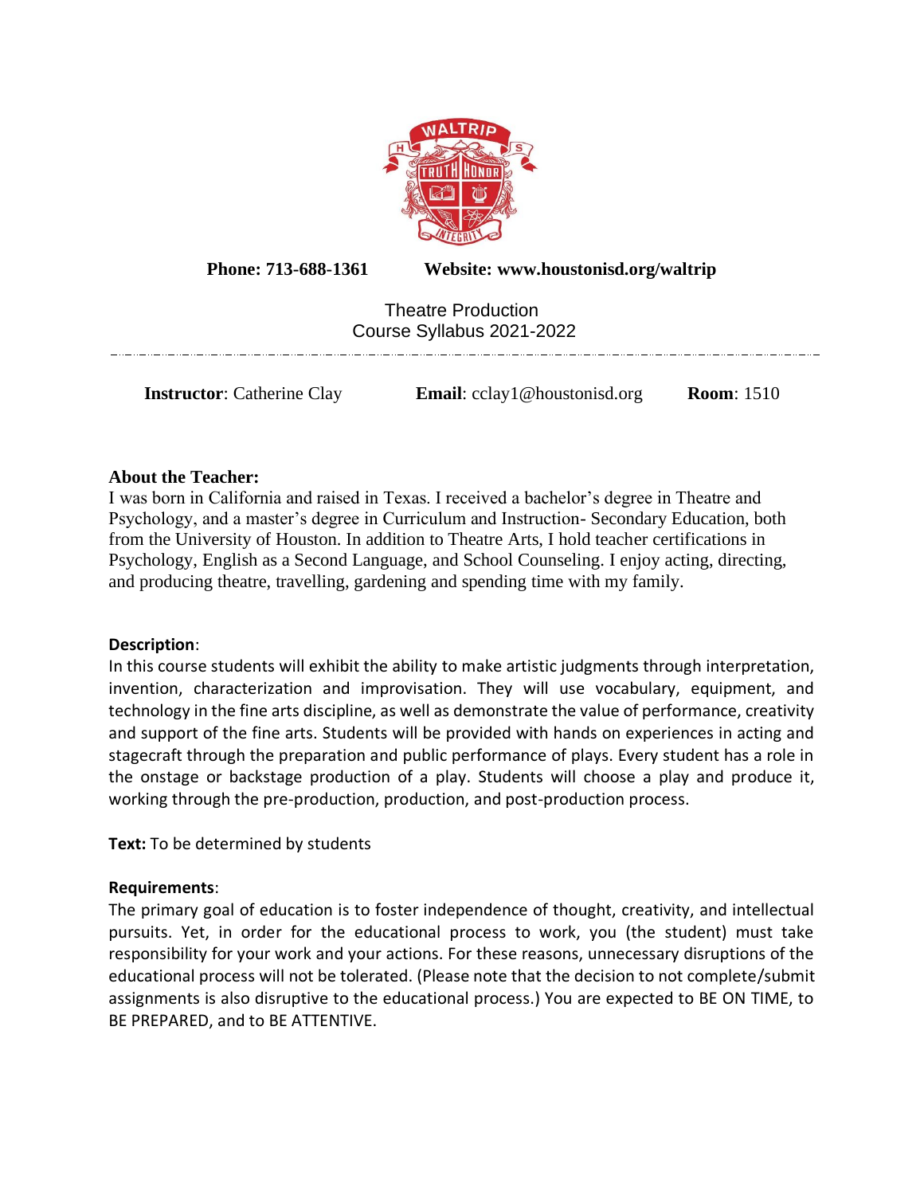**Phone: 713-688-1361** **Website: www.houstonisd.org/waltrip**

# Theatre Production
## Course Syllabus 2021-2022

**Instructor**: Catherine Clay **Email**: cclay1@houstonisd.org **Room**: 1510

**About the Teacher:**
I was born in California and raised in Texas. I received a bachelor's degree in Theatre and Psychology, and a master's degree in Curriculum and Instruction- Secondary Education, both from the University of Houston. In addition to Theatre Arts, I hold teacher certifications in Psychology, English as a Second Language, and School Counseling. I enjoy acting, directing, and producing theatre, travelling, gardening and spending time with my family.

**Description**:
In this course students will exhibit the ability to make artistic judgments through interpretation, invention, characterization and improvisation. They will use vocabulary, equipment, and technology in the fine arts discipline, as well as demonstrate the value of performance, creativity and support of the fine arts. Students will be provided with hands on experiences in acting and stagecraft through the preparation and public performance of plays. Every student has a role in the onstage or backstage production of a play. Students will choose a play and produce it, working through the pre-production, production, and post-production process.

**Text:** To be determined by students

**Requirements**:
The primary goal of education is to foster independence of thought, creativity, and intellectual pursuits. Yet, in order for the educational process to work, you (the student) must take responsibility for your work and your actions. For these reasons, unnecessary disruptions of the educational process will not be tolerated. (Please note that the decision to not complete/submit assignments is also disruptive to the educational process.) You are expected to BE ON TIME, to BE PREPARED, and to BE ATTENTIVE.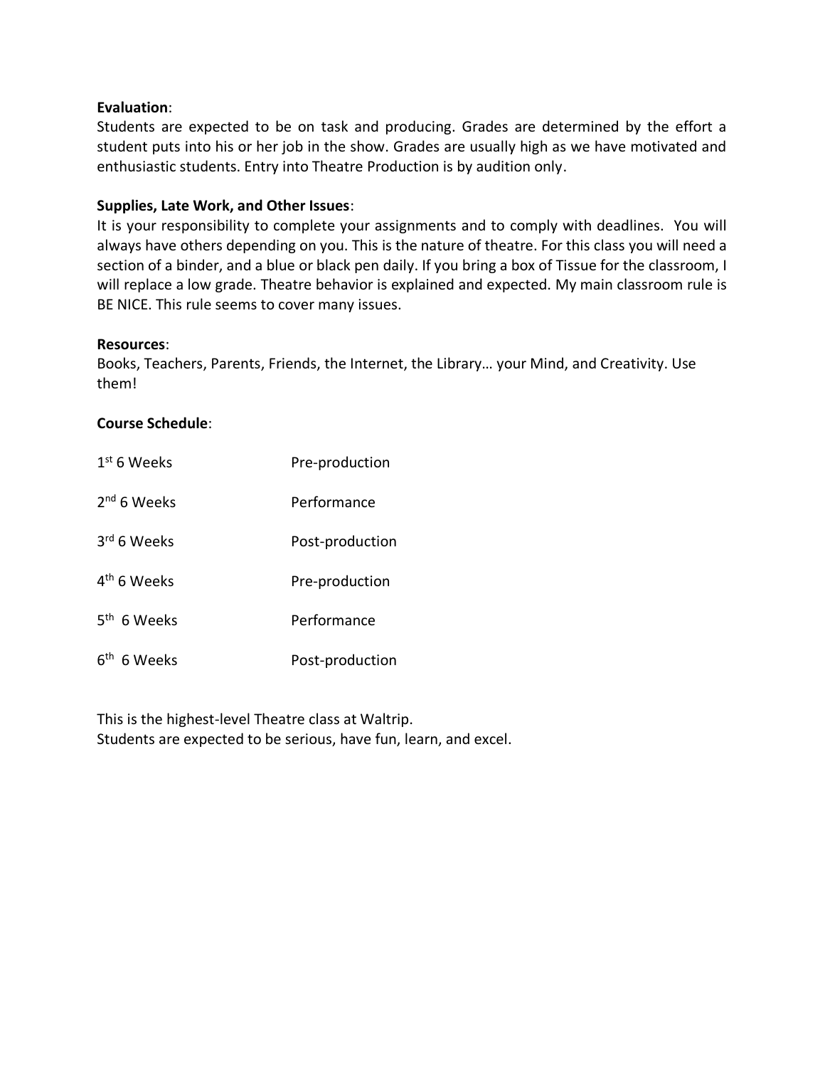**Evaluation**:
Students are expected to be on task and producing. Grades are determined by the effort a student puts into his or her job in the show. Grades are usually high as we have motivated and enthusiastic students. Entry into Theatre Production is by audition only.

**Supplies, Late Work, and Other Issues**:
It is your responsibility to complete your assignments and to comply with deadlines. You will always have others depending on you. This is the nature of theatre. For this class you will need a section of a binder, and a blue or black pen daily. If you bring a box of Tissue for the classroom, I will replace a low grade. Theatre behavior is explained and expected. My main classroom rule is BE NICE. This rule seems to cover many issues.

**Resources**:
Books, Teachers, Parents, Friends, the Internet, the Library… your Mind, and Creativity. Use them!

**Course Schedule**:

| | |
|---|---|
| 1st 6 Weeks | Pre-production |
| 2nd 6 Weeks | Performance |
| 3rd 6 Weeks | Post-production |
| 4th 6 Weeks | Pre-production |
| 5th 6 Weeks | Performance |
| 6th 6 Weeks | Post-production |

This is the highest-level Theatre class at Waltrip.
Students are expected to be serious, have fun, learn, and excel.